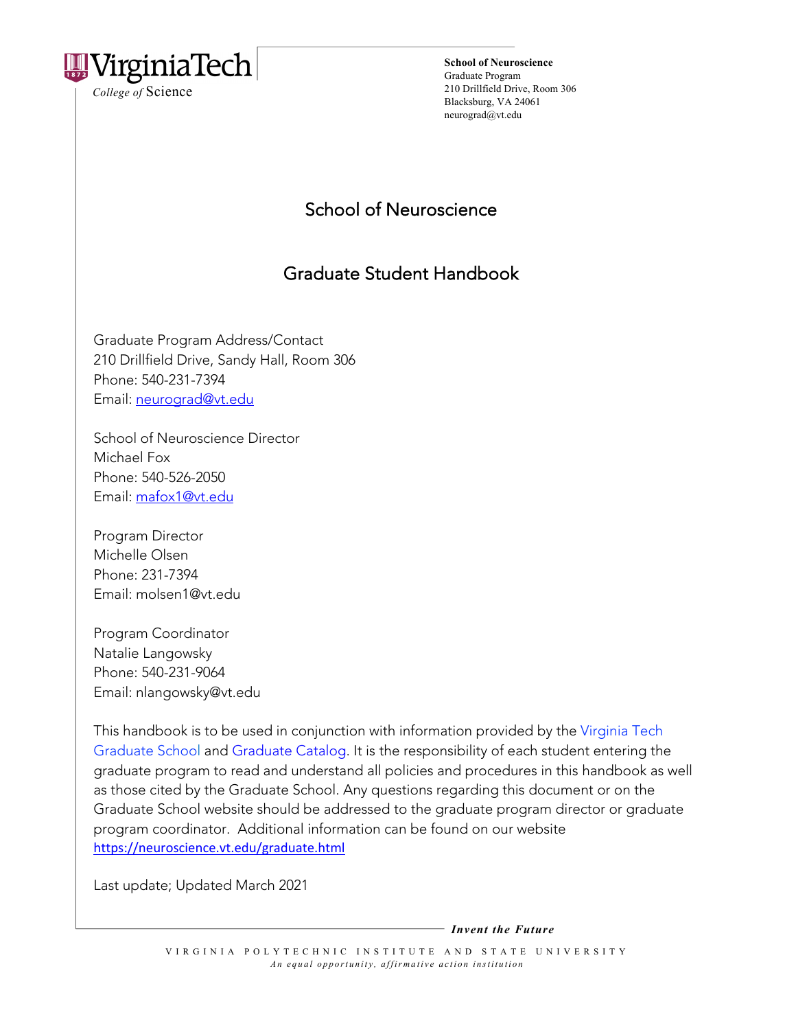**School of Neuroscience**
Graduate Program
210 Drillfield Drive, Room 306
Blacksburg, VA 24061
neurograd@vt.edu

# School of Neuroscience

## Graduate Student Handbook

Graduate Program Address/Contact
210 Drillfield Drive, Sandy Hall, Room 306
Phone: 540-231-7394
Email: neurograd@vt.edu

School of Neuroscience Director
Michael Fox
Phone: 540-526-2050
Email: mafox1@vt.edu

Program Director
Michelle Olsen
Phone: 231-7394
Email: molsen1@vt.edu

Program Coordinator
Natalie Langowsky
Phone: 540-231-9064
Email: nlangowsky@vt.edu

This handbook is to be used in conjunction with information provided by the Virginia Tech Graduate School and Graduate Catalog. It is the responsibility of each student entering the graduate program to read and understand all policies and procedures in this handbook as well as those cited by the Graduate School. Any questions regarding this document or on the Graduate School website should be addressed to the graduate program director or graduate program coordinator. Additional information can be found on our website https://neuroscience.vt.edu/graduate.html

Last update; Updated March 2021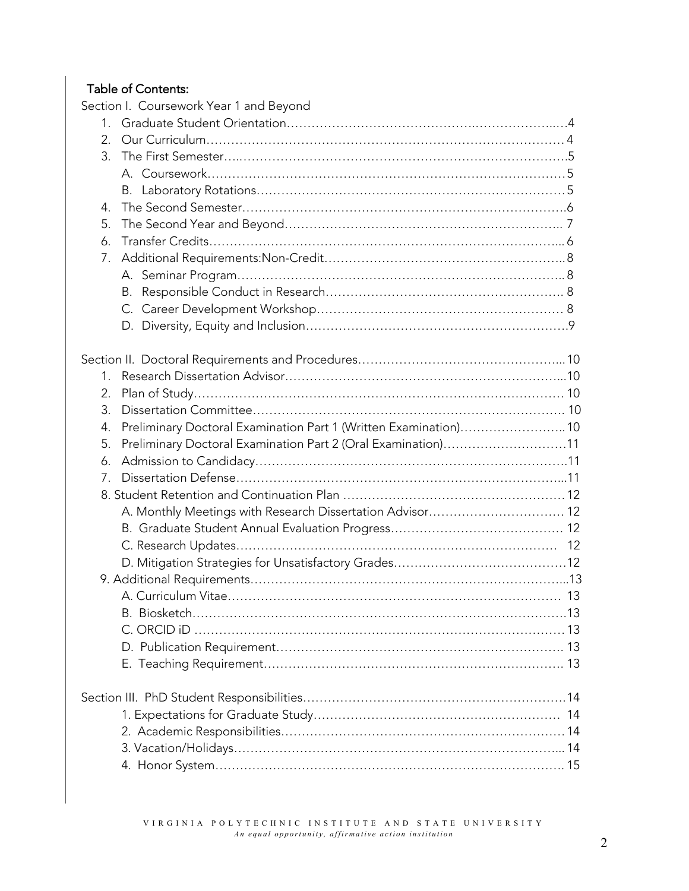**Table of Contents:**

Section I. Coursework Year 1 and Beyond

1. Graduate Student Orientation……………………………………..………………..…4
2. Our Curriculum…………………………………………………………………………… 4
3. The First Semester…..……………………………………………………………………5
   - A. Coursework……………………………………………………………………………5
   - B. Laboratory Rotations…………………………………………………………………5
4. The Second Semester…………………………………………………………………….6
5. The Second Year and Beyond………………………………………………………….. 7
6. Transfer Credits…………………………………………………………………………... 6
7. Additional Requirements:Non-Credit………………………………………………….. 8
   - A. Seminar Program…………………………………………………………………….. 8
   - B. Responsible Conduct in Research………………………………………………. 8
   - C. Career Development Workshop………………………………………………… 8
   - D. Diversity, Equity and Inclusion……………………………………………………….9

Section II. Doctoral Requirements and Procedures………………………………………... 10

1. Research Dissertation Advisor…………………………………………………………...10
2. Plan of Study……………………………………………………………………………… 10
3. Dissertation Committee…………………………………………………………………. 10
4. Preliminary Doctoral Examination Part 1 (Written Examination)…………………….. 10
5. Preliminary Doctoral Examination Part 2 (Oral Examination)…………………………11
6. Admission to Candidacy…………………………………………………………………11
7. Dissertation Defense……………………………………………………………………...11
8. Student Retention and Continuation Plan ……………………………………………… 12
   - A. Monthly Meetings with Research Dissertation Advisor…………………………… 12
   - B. Graduate Student Annual Evaluation Progress…………………………………… 12
   - C. Research Updates…………………………………………………………………… 12
   - D. Mitigation Strategies for Unsatisfactory Grades……………………………………12
9. Additional Requirements…………………………………………………………………...13
   - A. Curriculum Vitae……………………………………………………………………… 13
   - B. Biosketch……………………………………………………………………………….13
   - C. ORCID iD ……………………………………………………………………………… 13
   - D. Publication Requirement…………………………………………………………… 13
   - E. Teaching Requirement………………………………………………………………. 13

Section III. PhD Student Responsibilities……………………………………………………….14

1. Expectations for Graduate Study…………………………………………………… 14
2. Academic Responsibilities…………………………………………………………… 14
3. Vacation/Holidays…………………………………………………………………….... 14
4. Honor System…………………………………………………………………………. 15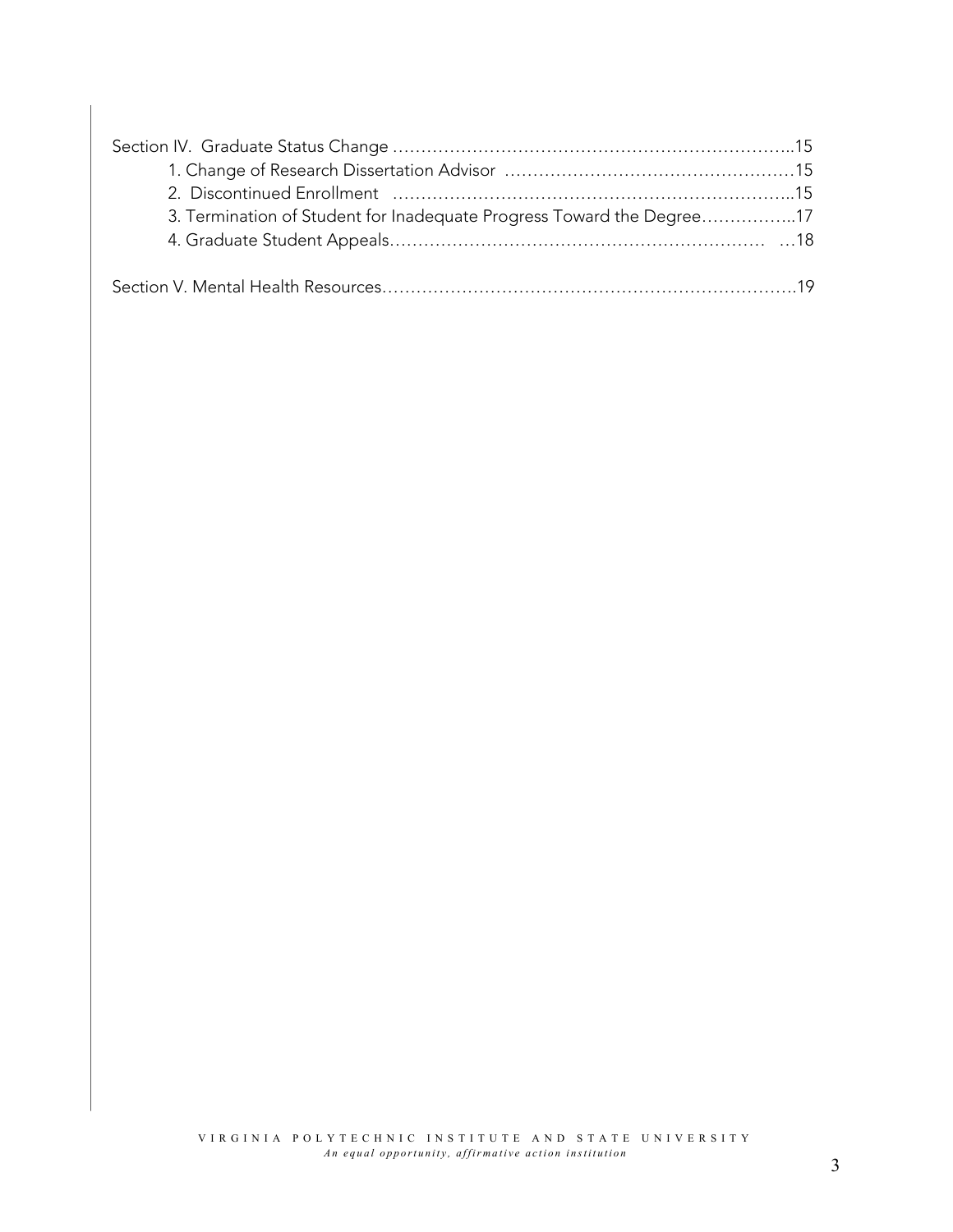Section IV. Graduate Status Change ……………………………………………………………..15

1. Change of Research Dissertation Advisor ……………………………………………15
2. Discontinued Enrollment ……………………………………………………………..15
3. Termination of Student for Inadequate Progress Toward the Degree……………..17
4. Graduate Student Appeals………………………………………………………… …18

Section V. Mental Health Resources……………………………………………………………….19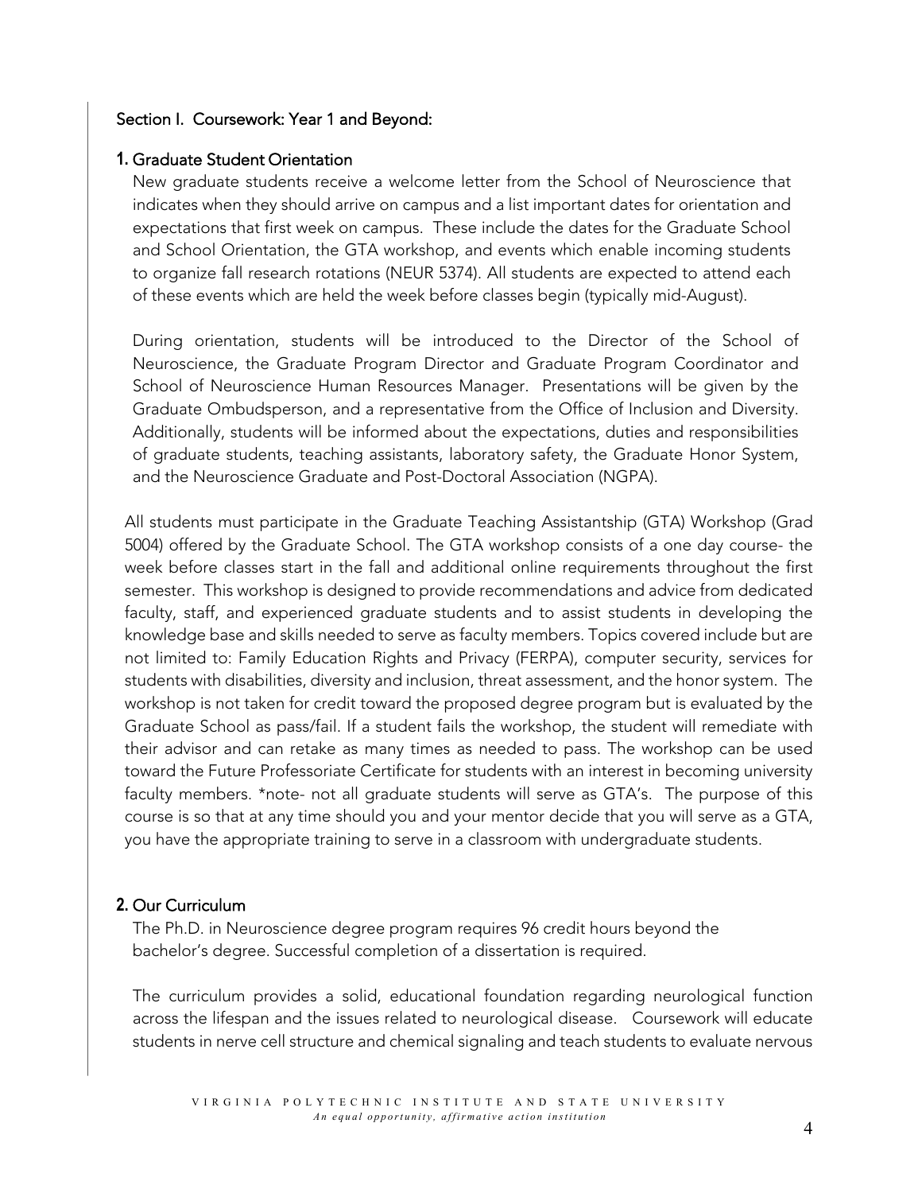## Section I. Coursework: Year 1 and Beyond:

### 1. Graduate Student Orientation

New graduate students receive a welcome letter from the School of Neuroscience that indicates when they should arrive on campus and a list important dates for orientation and expectations that first week on campus. These include the dates for the Graduate School and School Orientation, the GTA workshop, and events which enable incoming students to organize fall research rotations (NEUR 5374). All students are expected to attend each of these events which are held the week before classes begin (typically mid-August).

During orientation, students will be introduced to the Director of the School of Neuroscience, the Graduate Program Director and Graduate Program Coordinator and School of Neuroscience Human Resources Manager. Presentations will be given by the Graduate Ombudsperson, and a representative from the Office of Inclusion and Diversity. Additionally, students will be informed about the expectations, duties and responsibilities of graduate students, teaching assistants, laboratory safety, the Graduate Honor System, and the Neuroscience Graduate and Post-Doctoral Association (NGPA).

All students must participate in the Graduate Teaching Assistantship (GTA) Workshop (Grad 5004) offered by the Graduate School. The GTA workshop consists of a one day course- the week before classes start in the fall and additional online requirements throughout the first semester. This workshop is designed to provide recommendations and advice from dedicated faculty, staff, and experienced graduate students and to assist students in developing the knowledge base and skills needed to serve as faculty members. Topics covered include but are not limited to: Family Education Rights and Privacy (FERPA), computer security, services for students with disabilities, diversity and inclusion, threat assessment, and the honor system. The workshop is not taken for credit toward the proposed degree program but is evaluated by the Graduate School as pass/fail. If a student fails the workshop, the student will remediate with their advisor and can retake as many times as needed to pass. The workshop can be used toward the Future Professoriate Certificate for students with an interest in becoming university faculty members. *note- not all graduate students will serve as GTA's. The purpose of this course is so that at any time should you and your mentor decide that you will serve as a GTA, you have the appropriate training to serve in a classroom with undergraduate students.

### 2. Our Curriculum

The Ph.D. in Neuroscience degree program requires 96 credit hours beyond the bachelor's degree. Successful completion of a dissertation is required.

The curriculum provides a solid, educational foundation regarding neurological function across the lifespan and the issues related to neurological disease. Coursework will educate students in nerve cell structure and chemical signaling and teach students to evaluate nervous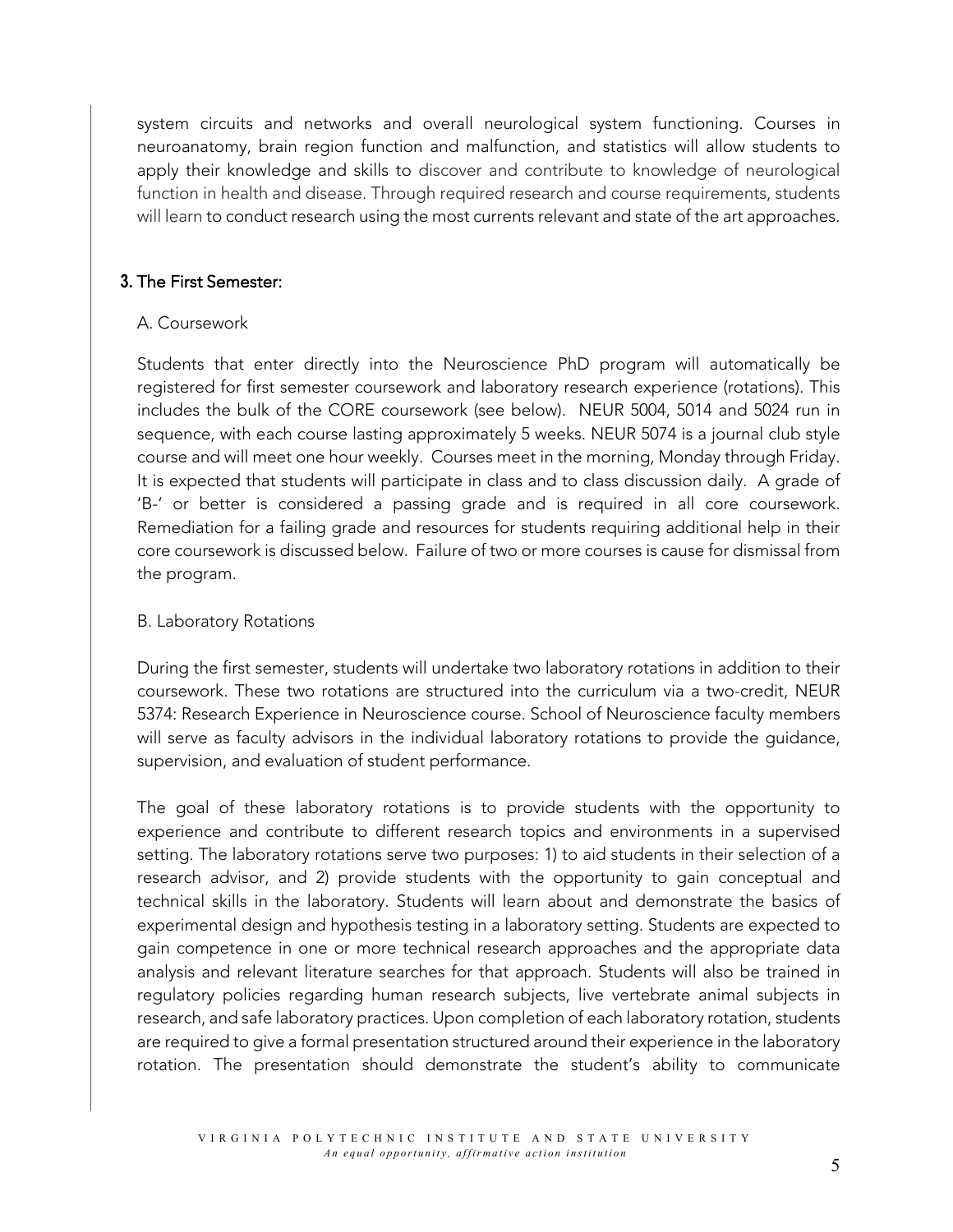system circuits and networks and overall neurological system functioning. Courses in neuroanatomy, brain region function and malfunction, and statistics will allow students to apply their knowledge and skills to discover and contribute to knowledge of neurological function in health and disease. Through required research and course requirements, students will learn to conduct research using the most currents relevant and state of the art approaches.

## 3. The First Semester:

### A. Coursework

Students that enter directly into the Neuroscience PhD program will automatically be registered for first semester coursework and laboratory research experience (rotations). This includes the bulk of the CORE coursework (see below). NEUR 5004, 5014 and 5024 run in sequence, with each course lasting approximately 5 weeks. NEUR 5074 is a journal club style course and will meet one hour weekly. Courses meet in the morning, Monday through Friday. It is expected that students will participate in class and to class discussion daily. A grade of 'B-' or better is considered a passing grade and is required in all core coursework. Remediation for a failing grade and resources for students requiring additional help in their core coursework is discussed below. Failure of two or more courses is cause for dismissal from the program.

### B. Laboratory Rotations

During the first semester, students will undertake two laboratory rotations in addition to their coursework. These two rotations are structured into the curriculum via a two-credit, NEUR 5374: Research Experience in Neuroscience course. School of Neuroscience faculty members will serve as faculty advisors in the individual laboratory rotations to provide the guidance, supervision, and evaluation of student performance.

The goal of these laboratory rotations is to provide students with the opportunity to experience and contribute to different research topics and environments in a supervised setting. The laboratory rotations serve two purposes: 1) to aid students in their selection of a research advisor, and 2) provide students with the opportunity to gain conceptual and technical skills in the laboratory. Students will learn about and demonstrate the basics of experimental design and hypothesis testing in a laboratory setting. Students are expected to gain competence in one or more technical research approaches and the appropriate data analysis and relevant literature searches for that approach. Students will also be trained in regulatory policies regarding human research subjects, live vertebrate animal subjects in research, and safe laboratory practices. Upon completion of each laboratory rotation, students are required to give a formal presentation structured around their experience in the laboratory rotation. The presentation should demonstrate the student's ability to communicate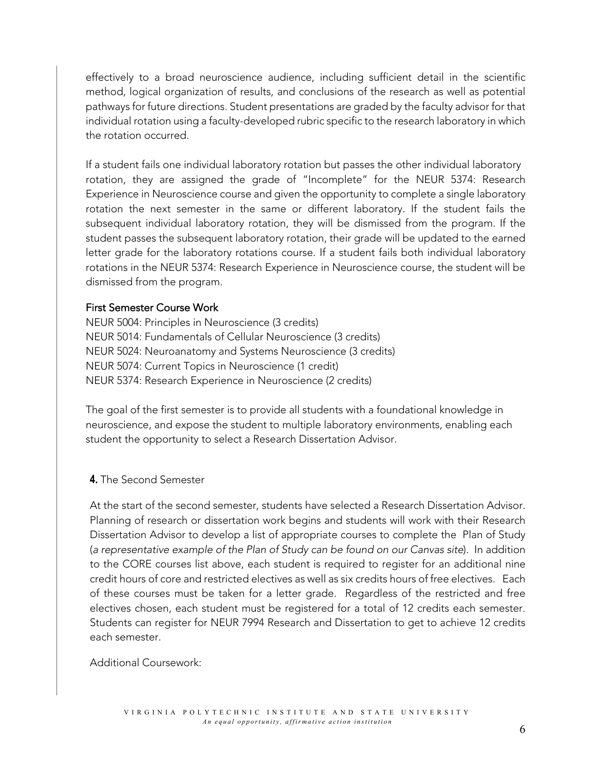effectively to a broad neuroscience audience, including sufficient detail in the scientific method, logical organization of results, and conclusions of the research as well as potential pathways for future directions. Student presentations are graded by the faculty advisor for that individual rotation using a faculty-developed rubric specific to the research laboratory in which the rotation occurred.

If a student fails one individual laboratory rotation but passes the other individual laboratory rotation, they are assigned the grade of "Incomplete" for the NEUR 5374: Research Experience in Neuroscience course and given the opportunity to complete a single laboratory rotation the next semester in the same or different laboratory. If the student fails the subsequent individual laboratory rotation, they will be dismissed from the program. If the student passes the subsequent laboratory rotation, their grade will be updated to the earned letter grade for the laboratory rotations course. If a student fails both individual laboratory rotations in the NEUR 5374: Research Experience in Neuroscience course, the student will be dismissed from the program.

### First Semester Course Work

NEUR 5004: Principles in Neuroscience (3 credits)
NEUR 5014: Fundamentals of Cellular Neuroscience (3 credits)
NEUR 5024: Neuroanatomy and Systems Neuroscience (3 credits)
NEUR 5074: Current Topics in Neuroscience (1 credit)
NEUR 5374: Research Experience in Neuroscience (2 credits)

The goal of the first semester is to provide all students with a foundational knowledge in neuroscience, and expose the student to multiple laboratory environments, enabling each student the opportunity to select a Research Dissertation Advisor.

## **4.** The Second Semester

At the start of the second semester, students have selected a Research Dissertation Advisor. Planning of research or dissertation work begins and students will work with their Research Dissertation Advisor to develop a list of appropriate courses to complete the Plan of Study (*a representative example of the Plan of Study can be found on our Canvas site*). In addition to the CORE courses list above, each student is required to register for an additional nine credit hours of core and restricted electives as well as six credits hours of free electives. Each of these courses must be taken for a letter grade. Regardless of the restricted and free electives chosen, each student must be registered for a total of 12 credits each semester. Students can register for NEUR 7994 Research and Dissertation to get to achieve 12 credits each semester.

Additional Coursework: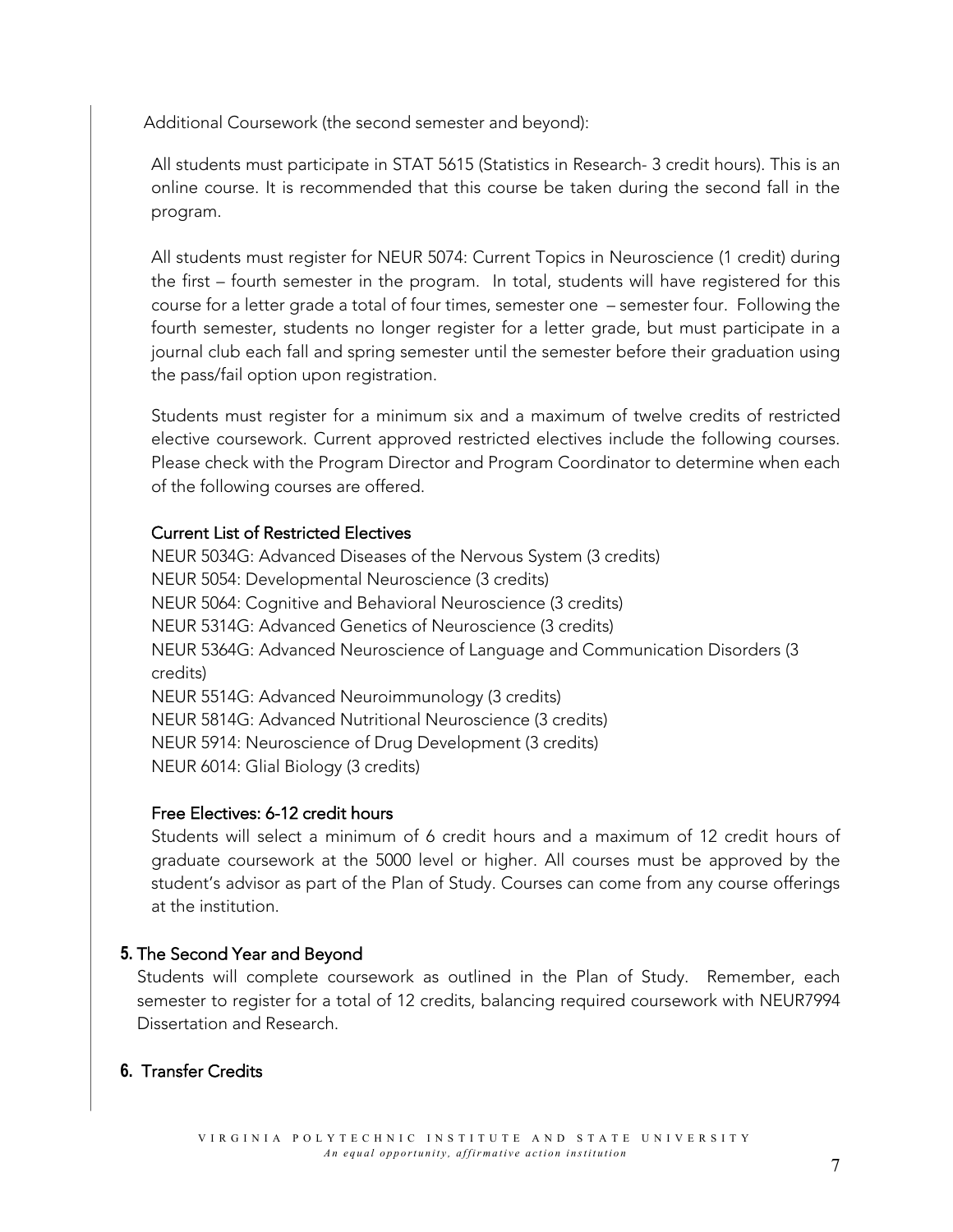Additional Coursework (the second semester and beyond):

All students must participate in STAT 5615 (Statistics in Research- 3 credit hours). This is an online course. It is recommended that this course be taken during the second fall in the program.

All students must register for NEUR 5074: Current Topics in Neuroscience (1 credit) during the first – fourth semester in the program. In total, students will have registered for this course for a letter grade a total of four times, semester one – semester four. Following the fourth semester, students no longer register for a letter grade, but must participate in a journal club each fall and spring semester until the semester before their graduation using the pass/fail option upon registration.

Students must register for a minimum six and a maximum of twelve credits of restricted elective coursework. Current approved restricted electives include the following courses. Please check with the Program Director and Program Coordinator to determine when each of the following courses are offered.

#### Current List of Restricted Electives

NEUR 5034G: Advanced Diseases of the Nervous System (3 credits)
NEUR 5054: Developmental Neuroscience (3 credits)
NEUR 5064: Cognitive and Behavioral Neuroscience (3 credits)
NEUR 5314G: Advanced Genetics of Neuroscience (3 credits)
NEUR 5364G: Advanced Neuroscience of Language and Communication Disorders (3 credits)
NEUR 5514G: Advanced Neuroimmunology (3 credits)
NEUR 5814G: Advanced Nutritional Neuroscience (3 credits)
NEUR 5914: Neuroscience of Drug Development (3 credits)
NEUR 6014: Glial Biology (3 credits)

#### Free Electives: 6-12 credit hours

Students will select a minimum of 6 credit hours and a maximum of 12 credit hours of graduate coursework at the 5000 level or higher. All courses must be approved by the student's advisor as part of the Plan of Study. Courses can come from any course offerings at the institution.

### 5. The Second Year and Beyond

Students will complete coursework as outlined in the Plan of Study. Remember, each semester to register for a total of 12 credits, balancing required coursework with NEUR7994 Dissertation and Research.

### 6. Transfer Credits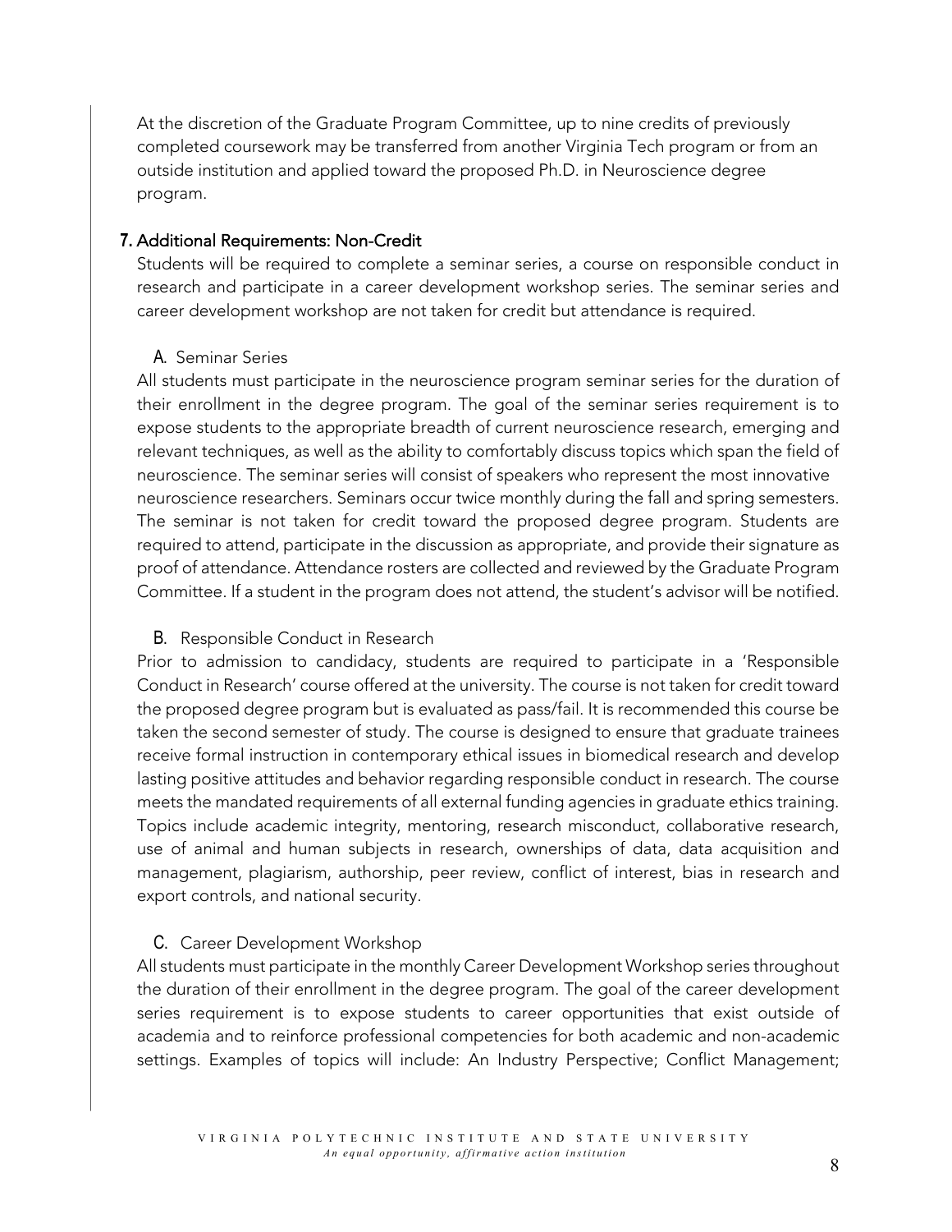At the discretion of the Graduate Program Committee, up to nine credits of previously completed coursework may be transferred from another Virginia Tech program or from an outside institution and applied toward the proposed Ph.D. in Neuroscience degree program.

## 7. Additional Requirements: Non-Credit

Students will be required to complete a seminar series, a course on responsible conduct in research and participate in a career development workshop series. The seminar series and career development workshop are not taken for credit but attendance is required.

### A. Seminar Series

All students must participate in the neuroscience program seminar series for the duration of their enrollment in the degree program. The goal of the seminar series requirement is to expose students to the appropriate breadth of current neuroscience research, emerging and relevant techniques, as well as the ability to comfortably discuss topics which span the field of neuroscience. The seminar series will consist of speakers who represent the most innovative neuroscience researchers. Seminars occur twice monthly during the fall and spring semesters. The seminar is not taken for credit toward the proposed degree program. Students are required to attend, participate in the discussion as appropriate, and provide their signature as proof of attendance. Attendance rosters are collected and reviewed by the Graduate Program Committee. If a student in the program does not attend, the student's advisor will be notified.

### B. Responsible Conduct in Research

Prior to admission to candidacy, students are required to participate in a 'Responsible Conduct in Research' course offered at the university. The course is not taken for credit toward the proposed degree program but is evaluated as pass/fail. It is recommended this course be taken the second semester of study. The course is designed to ensure that graduate trainees receive formal instruction in contemporary ethical issues in biomedical research and develop lasting positive attitudes and behavior regarding responsible conduct in research. The course meets the mandated requirements of all external funding agencies in graduate ethics training. Topics include academic integrity, mentoring, research misconduct, collaborative research, use of animal and human subjects in research, ownerships of data, data acquisition and management, plagiarism, authorship, peer review, conflict of interest, bias in research and export controls, and national security.

### C. Career Development Workshop

All students must participate in the monthly Career Development Workshop series throughout the duration of their enrollment in the degree program. The goal of the career development series requirement is to expose students to career opportunities that exist outside of academia and to reinforce professional competencies for both academic and non-academic settings. Examples of topics will include: An Industry Perspective; Conflict Management;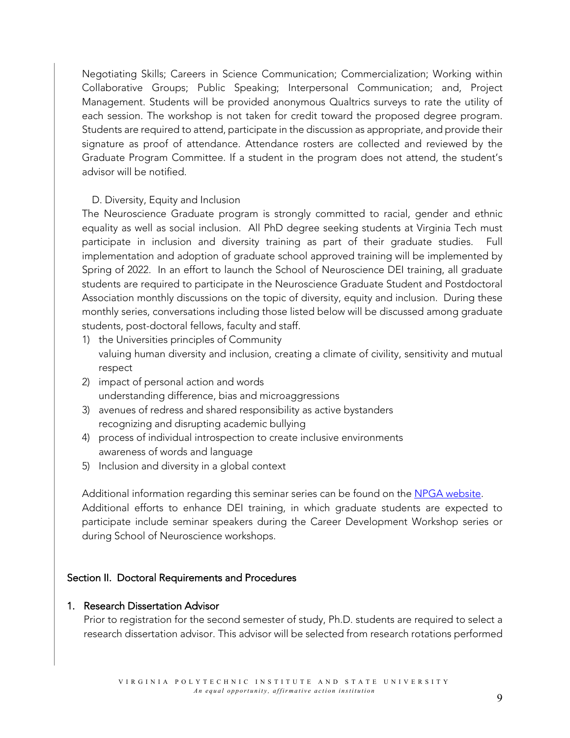Negotiating Skills; Careers in Science Communication; Commercialization; Working within Collaborative Groups; Public Speaking; Interpersonal Communication; and, Project Management. Students will be provided anonymous Qualtrics surveys to rate the utility of each session. The workshop is not taken for credit toward the proposed degree program. Students are required to attend, participate in the discussion as appropriate, and provide their signature as proof of attendance. Attendance rosters are collected and reviewed by the Graduate Program Committee. If a student in the program does not attend, the student's advisor will be notified.

D. Diversity, Equity and Inclusion

The Neuroscience Graduate program is strongly committed to racial, gender and ethnic equality as well as social inclusion. All PhD degree seeking students at Virginia Tech must participate in inclusion and diversity training as part of their graduate studies. Full implementation and adoption of graduate school approved training will be implemented by Spring of 2022. In an effort to launch the School of Neuroscience DEI training, all graduate students are required to participate in the Neuroscience Graduate Student and Postdoctoral Association monthly discussions on the topic of diversity, equity and inclusion. During these monthly series, conversations including those listed below will be discussed among graduate students, post-doctoral fellows, faculty and staff.

1) the Universities principles of Community
   valuing human diversity and inclusion, creating a climate of civility, sensitivity and mutual respect
2) impact of personal action and words
   understanding difference, bias and microaggressions
3) avenues of redress and shared responsibility as active bystanders
   recognizing and disrupting academic bullying
4) process of individual introspection to create inclusive environments
   awareness of words and language
5) Inclusion and diversity in a global context

Additional information regarding this seminar series can be found on the [NPGA website](). Additional efforts to enhance DEI training, in which graduate students are expected to participate include seminar speakers during the Career Development Workshop series or during School of Neuroscience workshops.

## Section II. Doctoral Requirements and Procedures

### 1. Research Dissertation Advisor

Prior to registration for the second semester of study, Ph.D. students are required to select a research dissertation advisor. This advisor will be selected from research rotations performed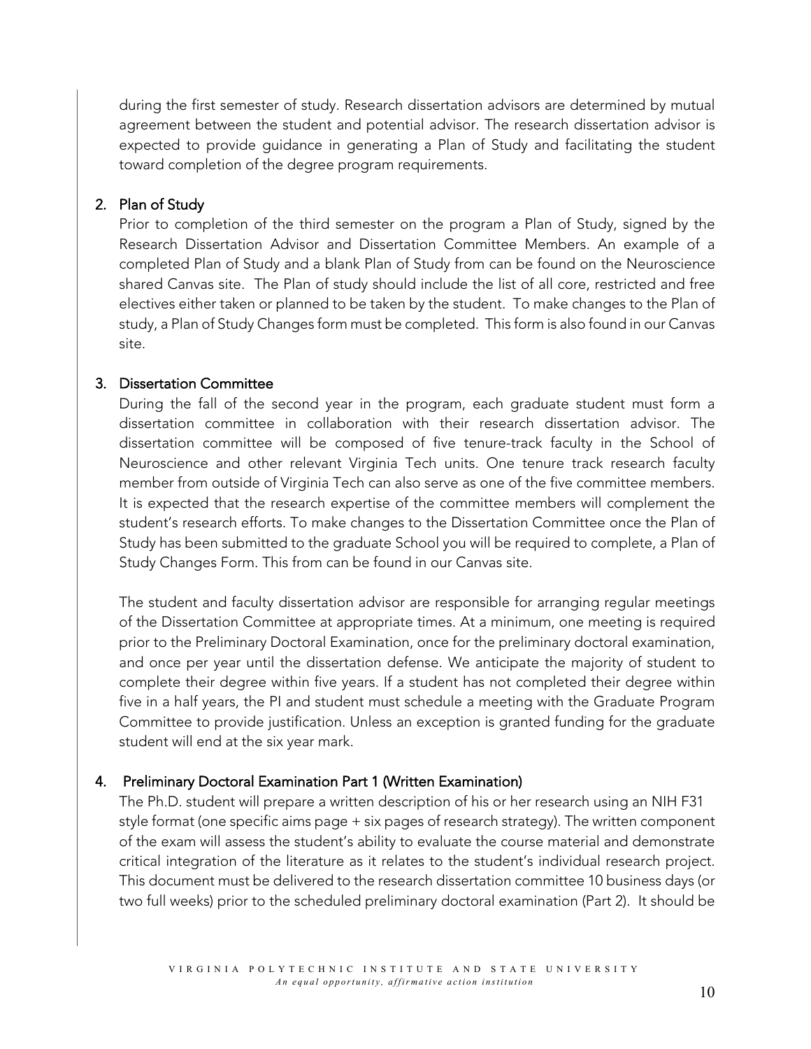during the first semester of study. Research dissertation advisors are determined by mutual agreement between the student and potential advisor. The research dissertation advisor is expected to provide guidance in generating a Plan of Study and facilitating the student toward completion of the degree program requirements.

2. Plan of Study

Prior to completion of the third semester on the program a Plan of Study, signed by the Research Dissertation Advisor and Dissertation Committee Members. An example of a completed Plan of Study and a blank Plan of Study from can be found on the Neuroscience shared Canvas site. The Plan of study should include the list of all core, restricted and free electives either taken or planned to be taken by the student. To make changes to the Plan of study, a Plan of Study Changes form must be completed. This form is also found in our Canvas site.

3. Dissertation Committee

During the fall of the second year in the program, each graduate student must form a dissertation committee in collaboration with their research dissertation advisor. The dissertation committee will be composed of five tenure-track faculty in the School of Neuroscience and other relevant Virginia Tech units. One tenure track research faculty member from outside of Virginia Tech can also serve as one of the five committee members. It is expected that the research expertise of the committee members will complement the student's research efforts. To make changes to the Dissertation Committee once the Plan of Study has been submitted to the graduate School you will be required to complete, a Plan of Study Changes Form. This from can be found in our Canvas site.

The student and faculty dissertation advisor are responsible for arranging regular meetings of the Dissertation Committee at appropriate times. At a minimum, one meeting is required prior to the Preliminary Doctoral Examination, once for the preliminary doctoral examination, and once per year until the dissertation defense. We anticipate the majority of student to complete their degree within five years. If a student has not completed their degree within five in a half years, the PI and student must schedule a meeting with the Graduate Program Committee to provide justification. Unless an exception is granted funding for the graduate student will end at the six year mark.

4. Preliminary Doctoral Examination Part 1 (Written Examination)

The Ph.D. student will prepare a written description of his or her research using an NIH F31 style format (one specific aims page + six pages of research strategy). The written component of the exam will assess the student's ability to evaluate the course material and demonstrate critical integration of the literature as it relates to the student's individual research project. This document must be delivered to the research dissertation committee 10 business days (or two full weeks) prior to the scheduled preliminary doctoral examination (Part 2). It should be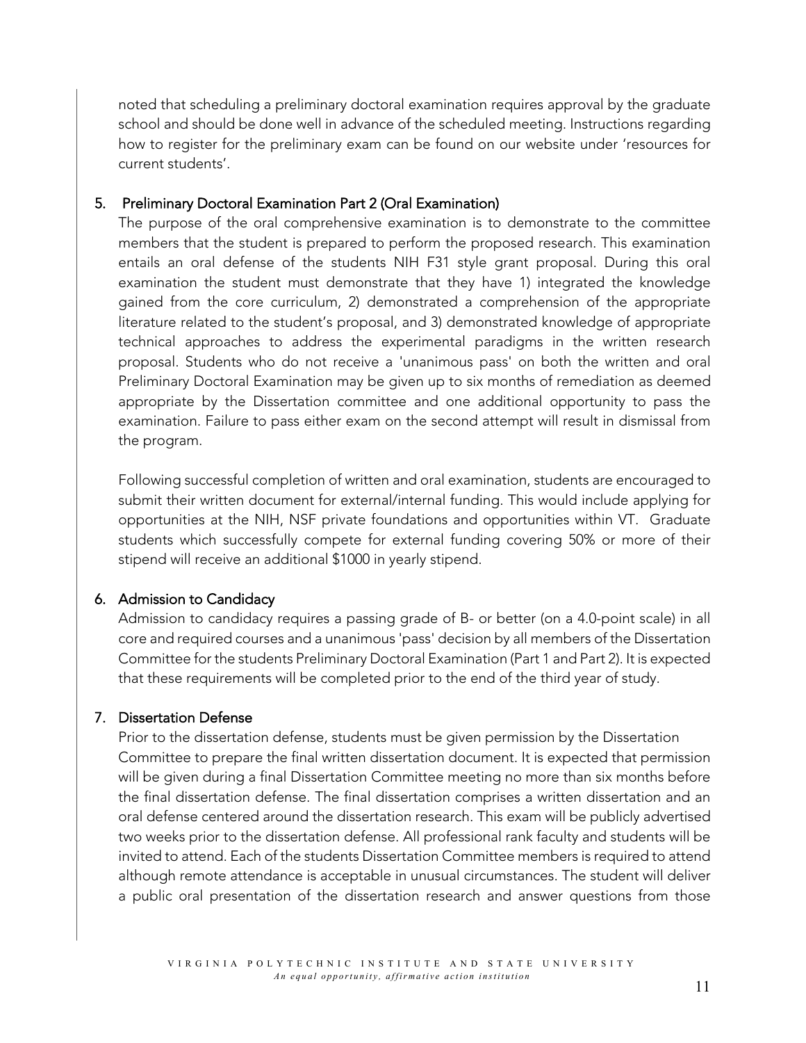noted that scheduling a preliminary doctoral examination requires approval by the graduate school and should be done well in advance of the scheduled meeting. Instructions regarding how to register for the preliminary exam can be found on our website under 'resources for current students'.

### 5. Preliminary Doctoral Examination Part 2 (Oral Examination)

The purpose of the oral comprehensive examination is to demonstrate to the committee members that the student is prepared to perform the proposed research. This examination entails an oral defense of the students NIH F31 style grant proposal. During this oral examination the student must demonstrate that they have 1) integrated the knowledge gained from the core curriculum, 2) demonstrated a comprehension of the appropriate literature related to the student's proposal, and 3) demonstrated knowledge of appropriate technical approaches to address the experimental paradigms in the written research proposal. Students who do not receive a 'unanimous pass' on both the written and oral Preliminary Doctoral Examination may be given up to six months of remediation as deemed appropriate by the Dissertation committee and one additional opportunity to pass the examination. Failure to pass either exam on the second attempt will result in dismissal from the program.

Following successful completion of written and oral examination, students are encouraged to submit their written document for external/internal funding. This would include applying for opportunities at the NIH, NSF private foundations and opportunities within VT. Graduate students which successfully compete for external funding covering 50% or more of their stipend will receive an additional $1000 in yearly stipend.

### 6. Admission to Candidacy

Admission to candidacy requires a passing grade of B- or better (on a 4.0-point scale) in all core and required courses and a unanimous 'pass' decision by all members of the Dissertation Committee for the students Preliminary Doctoral Examination (Part 1 and Part 2). It is expected that these requirements will be completed prior to the end of the third year of study.

### 7. Dissertation Defense

Prior to the dissertation defense, students must be given permission by the Dissertation Committee to prepare the final written dissertation document. It is expected that permission will be given during a final Dissertation Committee meeting no more than six months before the final dissertation defense. The final dissertation comprises a written dissertation and an oral defense centered around the dissertation research. This exam will be publicly advertised two weeks prior to the dissertation defense. All professional rank faculty and students will be invited to attend. Each of the students Dissertation Committee members is required to attend although remote attendance is acceptable in unusual circumstances. The student will deliver a public oral presentation of the dissertation research and answer questions from those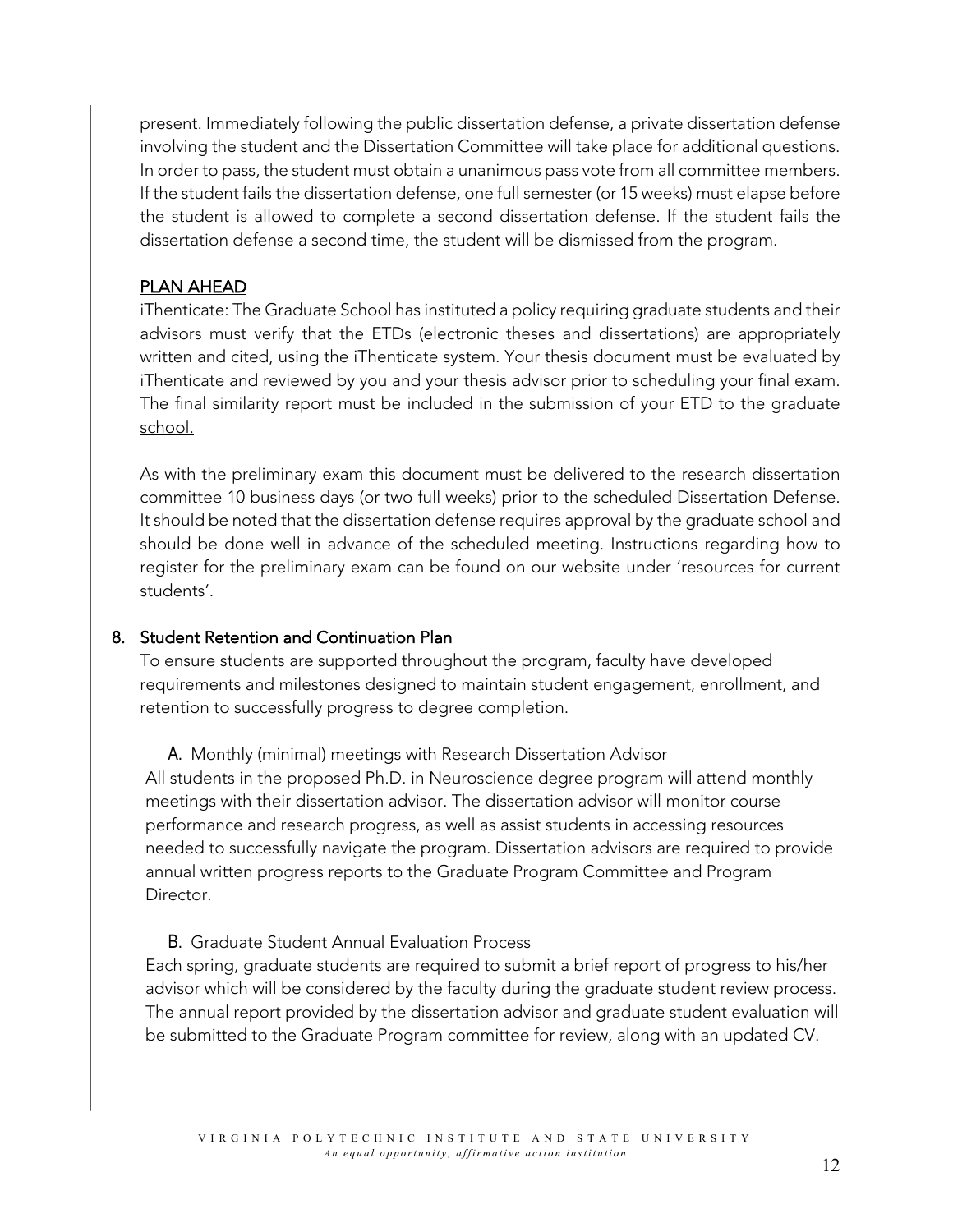present. Immediately following the public dissertation defense, a private dissertation defense involving the student and the Dissertation Committee will take place for additional questions. In order to pass, the student must obtain a unanimous pass vote from all committee members. If the student fails the dissertation defense, one full semester (or 15 weeks) must elapse before the student is allowed to complete a second dissertation defense. If the student fails the dissertation defense a second time, the student will be dismissed from the program.

<u>PLAN AHEAD</u>

iThenticate: The Graduate School has instituted a policy requiring graduate students and their advisors must verify that the ETDs (electronic theses and dissertations) are appropriately written and cited, using the iThenticate system. Your thesis document must be evaluated by iThenticate and reviewed by you and your thesis advisor prior to scheduling your final exam. <u>The final similarity report must be included in the submission of your ETD to the graduate school.</u>

As with the preliminary exam this document must be delivered to the research dissertation committee 10 business days (or two full weeks) prior to the scheduled Dissertation Defense. It should be noted that the dissertation defense requires approval by the graduate school and should be done well in advance of the scheduled meeting. Instructions regarding how to register for the preliminary exam can be found on our website under 'resources for current students'.

## 8. Student Retention and Continuation Plan

To ensure students are supported throughout the program, faculty have developed requirements and milestones designed to maintain student engagement, enrollment, and retention to successfully progress to degree completion.

### A. Monthly (minimal) meetings with Research Dissertation Advisor

All students in the proposed Ph.D. in Neuroscience degree program will attend monthly meetings with their dissertation advisor. The dissertation advisor will monitor course performance and research progress, as well as assist students in accessing resources needed to successfully navigate the program. Dissertation advisors are required to provide annual written progress reports to the Graduate Program Committee and Program Director.

### B. Graduate Student Annual Evaluation Process

Each spring, graduate students are required to submit a brief report of progress to his/her advisor which will be considered by the faculty during the graduate student review process. The annual report provided by the dissertation advisor and graduate student evaluation will be submitted to the Graduate Program committee for review, along with an updated CV.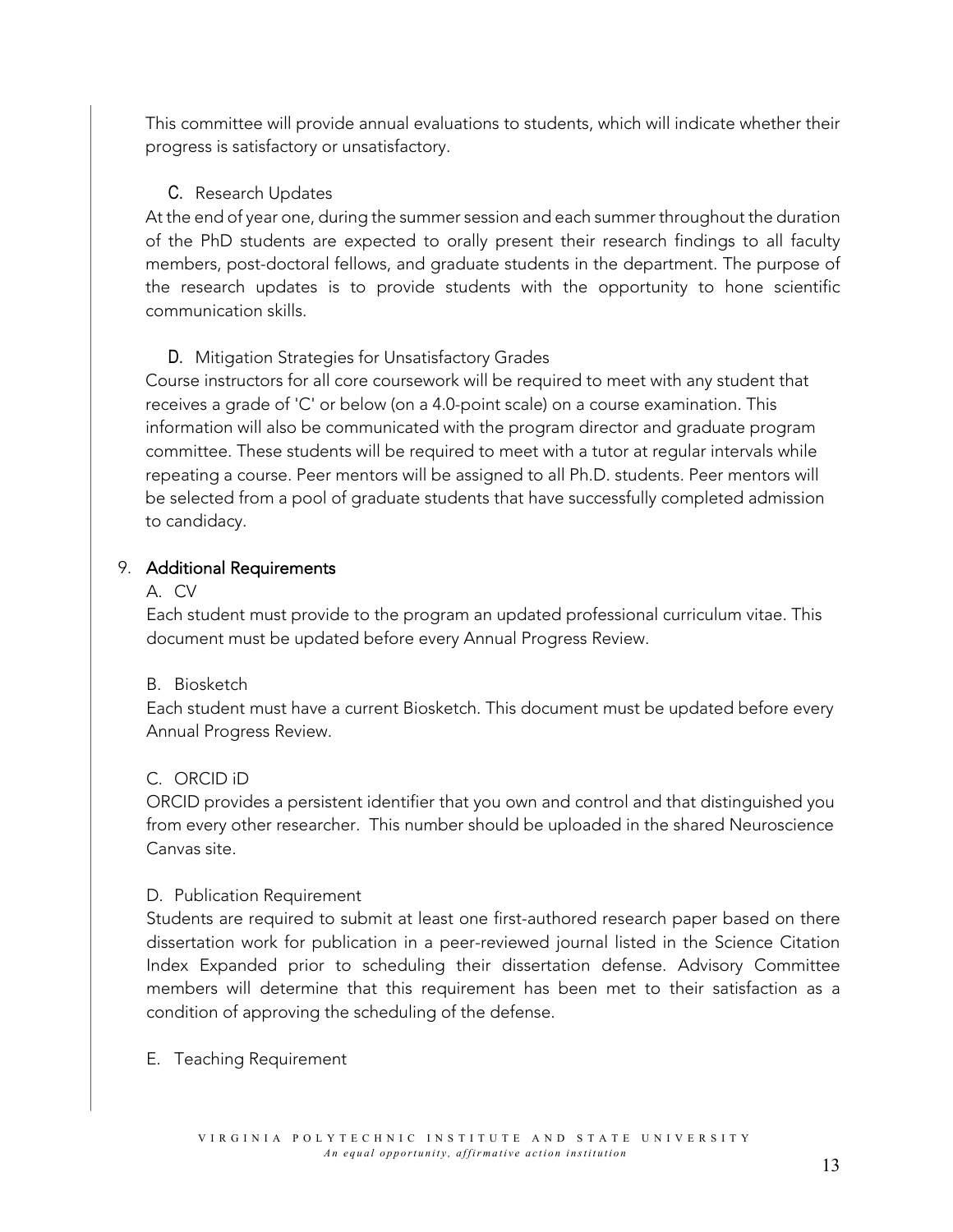This committee will provide annual evaluations to students, which will indicate whether their progress is satisfactory or unsatisfactory.

### C. Research Updates

At the end of year one, during the summer session and each summer throughout the duration of the PhD students are expected to orally present their research findings to all faculty members, post-doctoral fellows, and graduate students in the department. The purpose of the research updates is to provide students with the opportunity to hone scientific communication skills.

### D. Mitigation Strategies for Unsatisfactory Grades

Course instructors for all core coursework will be required to meet with any student that receives a grade of 'C' or below (on a 4.0-point scale) on a course examination. This information will also be communicated with the program director and graduate program committee. These students will be required to meet with a tutor at regular intervals while repeating a course. Peer mentors will be assigned to all Ph.D. students. Peer mentors will be selected from a pool of graduate students that have successfully completed admission to candidacy.

## 9. Additional Requirements

### A. CV

Each student must provide to the program an updated professional curriculum vitae. This document must be updated before every Annual Progress Review.

### B. Biosketch

Each student must have a current Biosketch. This document must be updated before every Annual Progress Review.

### C. ORCID iD

ORCID provides a persistent identifier that you own and control and that distinguished you from every other researcher. This number should be uploaded in the shared Neuroscience Canvas site.

### D. Publication Requirement

Students are required to submit at least one first-authored research paper based on there dissertation work for publication in a peer-reviewed journal listed in the Science Citation Index Expanded prior to scheduling their dissertation defense. Advisory Committee members will determine that this requirement has been met to their satisfaction as a condition of approving the scheduling of the defense.

### E. Teaching Requirement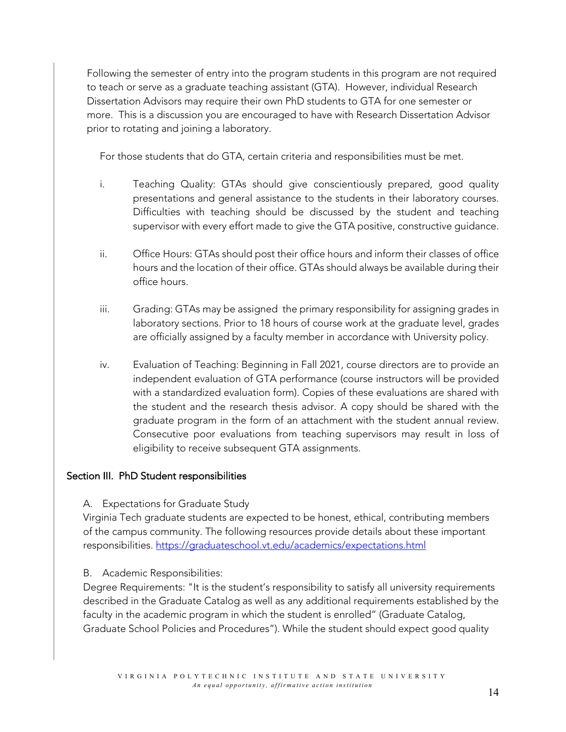Following the semester of entry into the program students in this program are not required to teach or serve as a graduate teaching assistant (GTA). However, individual Research Dissertation Advisors may require their own PhD students to GTA for one semester or more. This is a discussion you are encouraged to have with Research Dissertation Advisor prior to rotating and joining a laboratory.

For those students that do GTA, certain criteria and responsibilities must be met.

i. Teaching Quality: GTAs should give conscientiously prepared, good quality presentations and general assistance to the students in their laboratory courses. Difficulties with teaching should be discussed by the student and teaching supervisor with every effort made to give the GTA positive, constructive guidance.

ii. Office Hours: GTAs should post their office hours and inform their classes of office hours and the location of their office. GTAs should always be available during their office hours.

iii. Grading: GTAs may be assigned the primary responsibility for assigning grades in laboratory sections. Prior to 18 hours of course work at the graduate level, grades are officially assigned by a faculty member in accordance with University policy.

iv. Evaluation of Teaching: Beginning in Fall 2021, course directors are to provide an independent evaluation of GTA performance (course instructors will be provided with a standardized evaluation form). Copies of these evaluations are shared with the student and the research thesis advisor. A copy should be shared with the graduate program in the form of an attachment with the student annual review. Consecutive poor evaluations from teaching supervisors may result in loss of eligibility to receive subsequent GTA assignments.

## Section III. PhD Student responsibilities

A. Expectations for Graduate Study

Virginia Tech graduate students are expected to be honest, ethical, contributing members of the campus community. The following resources provide details about these important responsibilities. https://graduateschool.vt.edu/academics/expectations.html

B. Academic Responsibilities:

Degree Requirements: "It is the student's responsibility to satisfy all university requirements described in the Graduate Catalog as well as any additional requirements established by the faculty in the academic program in which the student is enrolled" (Graduate Catalog, Graduate School Policies and Procedures"). While the student should expect good quality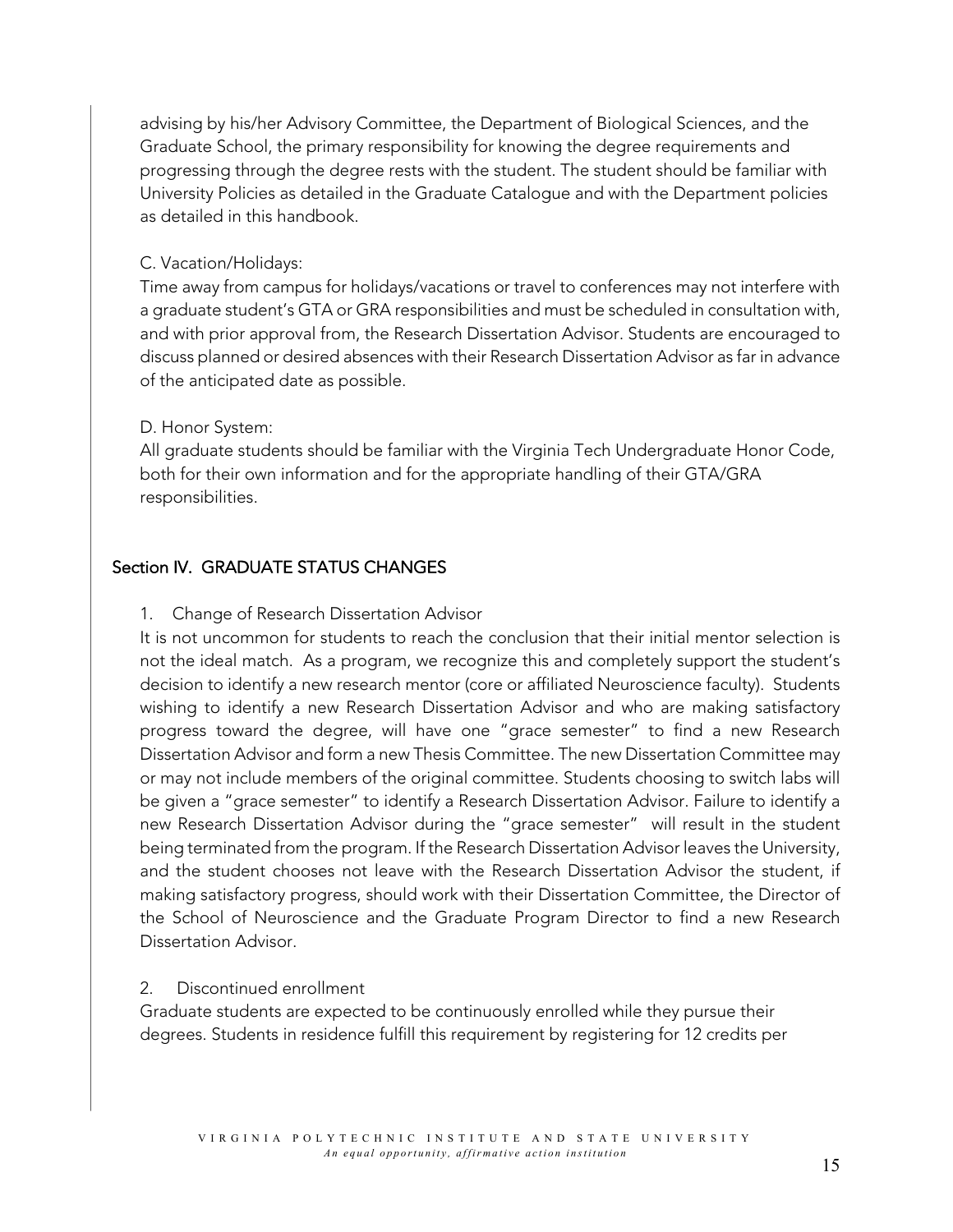advising by his/her Advisory Committee, the Department of Biological Sciences, and the Graduate School, the primary responsibility for knowing the degree requirements and progressing through the degree rests with the student. The student should be familiar with University Policies as detailed in the Graduate Catalogue and with the Department policies as detailed in this handbook.

C. Vacation/Holidays:

Time away from campus for holidays/vacations or travel to conferences may not interfere with a graduate student's GTA or GRA responsibilities and must be scheduled in consultation with, and with prior approval from, the Research Dissertation Advisor. Students are encouraged to discuss planned or desired absences with their Research Dissertation Advisor as far in advance of the anticipated date as possible.

D. Honor System:

All graduate students should be familiar with the Virginia Tech Undergraduate Honor Code, both for their own information and for the appropriate handling of their GTA/GRA responsibilities.

## Section IV. GRADUATE STATUS CHANGES

1. Change of Research Dissertation Advisor

It is not uncommon for students to reach the conclusion that their initial mentor selection is not the ideal match. As a program, we recognize this and completely support the student's decision to identify a new research mentor (core or affiliated Neuroscience faculty). Students wishing to identify a new Research Dissertation Advisor and who are making satisfactory progress toward the degree, will have one "grace semester" to find a new Research Dissertation Advisor and form a new Thesis Committee. The new Dissertation Committee may or may not include members of the original committee. Students choosing to switch labs will be given a "grace semester" to identify a Research Dissertation Advisor. Failure to identify a new Research Dissertation Advisor during the "grace semester" will result in the student being terminated from the program. If the Research Dissertation Advisor leaves the University, and the student chooses not leave with the Research Dissertation Advisor the student, if making satisfactory progress, should work with their Dissertation Committee, the Director of the School of Neuroscience and the Graduate Program Director to find a new Research Dissertation Advisor.

2. Discontinued enrollment

Graduate students are expected to be continuously enrolled while they pursue their degrees. Students in residence fulfill this requirement by registering for 12 credits per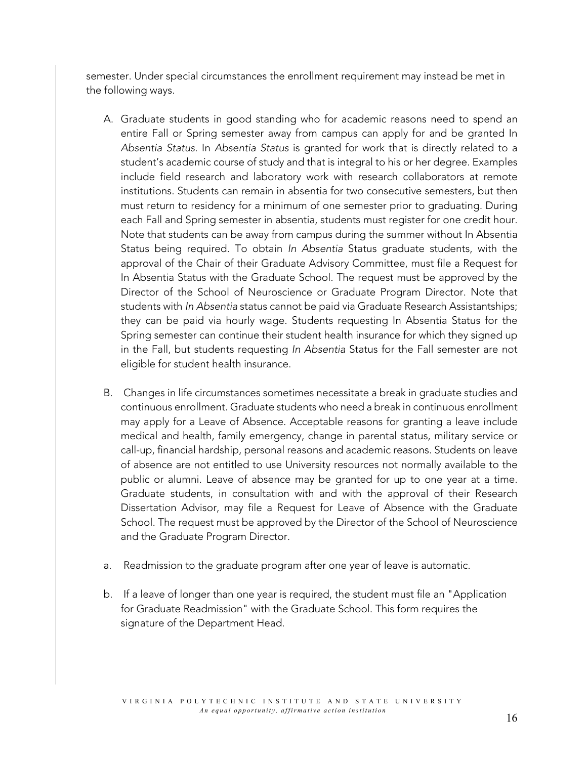semester. Under special circumstances the enrollment requirement may instead be met in the following ways.

A. Graduate students in good standing who for academic reasons need to spend an entire Fall or Spring semester away from campus can apply for and be granted In *Absentia Status*. In *Absentia Status* is granted for work that is directly related to a student's academic course of study and that is integral to his or her degree. Examples include field research and laboratory work with research collaborators at remote institutions. Students can remain in absentia for two consecutive semesters, but then must return to residency for a minimum of one semester prior to graduating. During each Fall and Spring semester in absentia, students must register for one credit hour. Note that students can be away from campus during the summer without In Absentia Status being required. To obtain *In Absentia* Status graduate students, with the approval of the Chair of their Graduate Advisory Committee, must file a Request for In Absentia Status with the Graduate School. The request must be approved by the Director of the School of Neuroscience or Graduate Program Director. Note that students with *In Absentia* status cannot be paid via Graduate Research Assistantships; they can be paid via hourly wage. Students requesting In Absentia Status for the Spring semester can continue their student health insurance for which they signed up in the Fall, but students requesting *In Absentia* Status for the Fall semester are not eligible for student health insurance.

B. Changes in life circumstances sometimes necessitate a break in graduate studies and continuous enrollment. Graduate students who need a break in continuous enrollment may apply for a Leave of Absence. Acceptable reasons for granting a leave include medical and health, family emergency, change in parental status, military service or call-up, financial hardship, personal reasons and academic reasons. Students on leave of absence are not entitled to use University resources not normally available to the public or alumni. Leave of absence may be granted for up to one year at a time. Graduate students, in consultation with and with the approval of their Research Dissertation Advisor, may file a Request for Leave of Absence with the Graduate School. The request must be approved by the Director of the School of Neuroscience and the Graduate Program Director.

a. Readmission to the graduate program after one year of leave is automatic.

b. If a leave of longer than one year is required, the student must file an "Application for Graduate Readmission" with the Graduate School. This form requires the signature of the Department Head.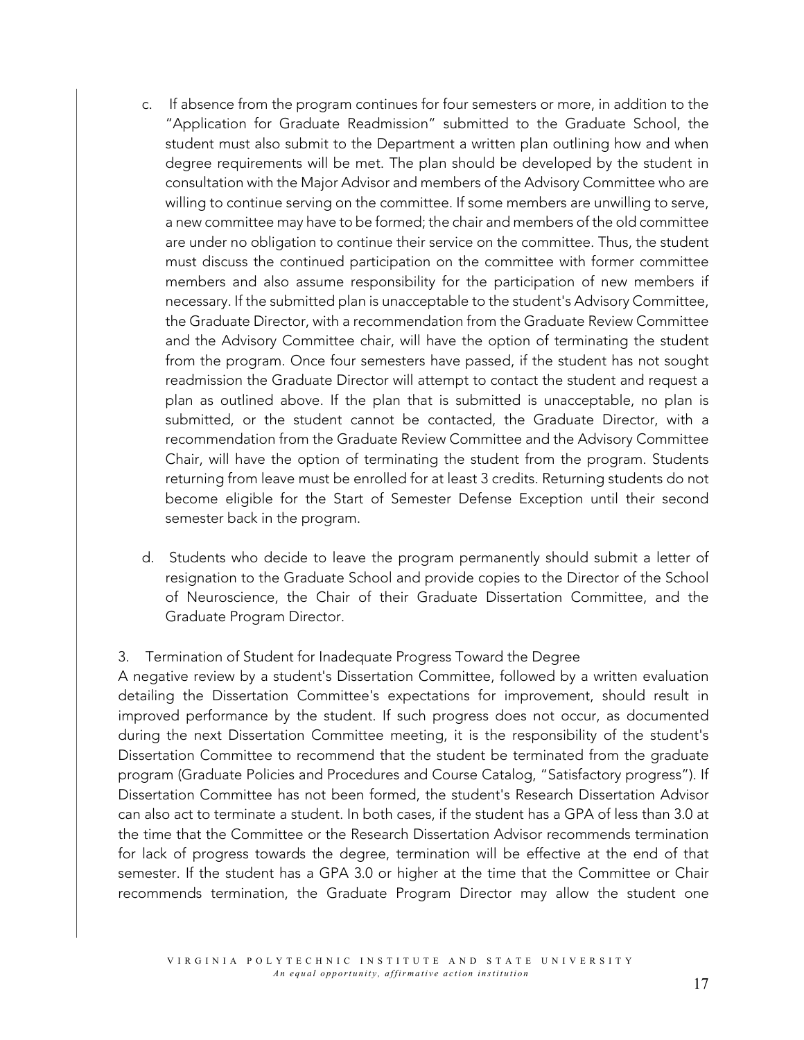c. If absence from the program continues for four semesters or more, in addition to the "Application for Graduate Readmission" submitted to the Graduate School, the student must also submit to the Department a written plan outlining how and when degree requirements will be met. The plan should be developed by the student in consultation with the Major Advisor and members of the Advisory Committee who are willing to continue serving on the committee. If some members are unwilling to serve, a new committee may have to be formed; the chair and members of the old committee are under no obligation to continue their service on the committee. Thus, the student must discuss the continued participation on the committee with former committee members and also assume responsibility for the participation of new members if necessary. If the submitted plan is unacceptable to the student's Advisory Committee, the Graduate Director, with a recommendation from the Graduate Review Committee and the Advisory Committee chair, will have the option of terminating the student from the program. Once four semesters have passed, if the student has not sought readmission the Graduate Director will attempt to contact the student and request a plan as outlined above. If the plan that is submitted is unacceptable, no plan is submitted, or the student cannot be contacted, the Graduate Director, with a recommendation from the Graduate Review Committee and the Advisory Committee Chair, will have the option of terminating the student from the program. Students returning from leave must be enrolled for at least 3 credits. Returning students do not become eligible for the Start of Semester Defense Exception until their second semester back in the program.

d. Students who decide to leave the program permanently should submit a letter of resignation to the Graduate School and provide copies to the Director of the School of Neuroscience, the Chair of their Graduate Dissertation Committee, and the Graduate Program Director.

3. Termination of Student for Inadequate Progress Toward the Degree

A negative review by a student's Dissertation Committee, followed by a written evaluation detailing the Dissertation Committee's expectations for improvement, should result in improved performance by the student. If such progress does not occur, as documented during the next Dissertation Committee meeting, it is the responsibility of the student's Dissertation Committee to recommend that the student be terminated from the graduate program (Graduate Policies and Procedures and Course Catalog, "Satisfactory progress"). If Dissertation Committee has not been formed, the student's Research Dissertation Advisor can also act to terminate a student. In both cases, if the student has a GPA of less than 3.0 at the time that the Committee or the Research Dissertation Advisor recommends termination for lack of progress towards the degree, termination will be effective at the end of that semester. If the student has a GPA 3.0 or higher at the time that the Committee or Chair recommends termination, the Graduate Program Director may allow the student one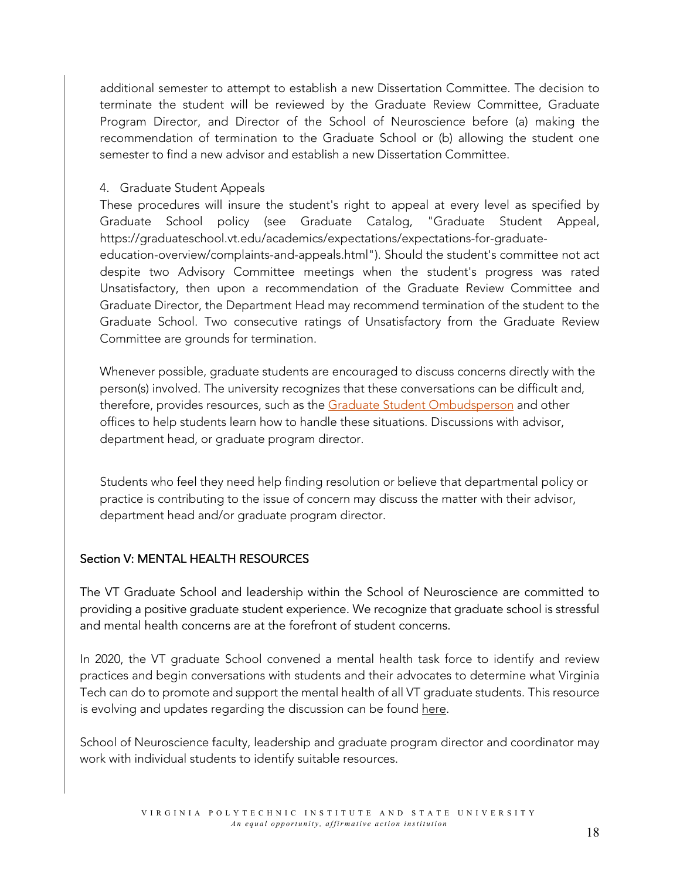additional semester to attempt to establish a new Dissertation Committee. The decision to terminate the student will be reviewed by the Graduate Review Committee, Graduate Program Director, and Director of the School of Neuroscience before (a) making the recommendation of termination to the Graduate School or (b) allowing the student one semester to find a new advisor and establish a new Dissertation Committee.

4. Graduate Student Appeals

These procedures will insure the student's right to appeal at every level as specified by Graduate School policy (see Graduate Catalog, "Graduate Student Appeal, https://graduateschool.vt.edu/academics/expectations/expectations-for-graduate-education-overview/complaints-and-appeals.html"). Should the student's committee not act despite two Advisory Committee meetings when the student's progress was rated Unsatisfactory, then upon a recommendation of the Graduate Review Committee and Graduate Director, the Department Head may recommend termination of the student to the Graduate School. Two consecutive ratings of Unsatisfactory from the Graduate Review Committee are grounds for termination.

Whenever possible, graduate students are encouraged to discuss concerns directly with the person(s) involved. The university recognizes that these conversations can be difficult and, therefore, provides resources, such as the [Graduate Student Ombudsperson]() and other offices to help students learn how to handle these situations. Discussions with advisor, department head, or graduate program director.

Students who feel they need help finding resolution or believe that departmental policy or practice is contributing to the issue of concern may discuss the matter with their advisor, department head and/or graduate program director.

## Section V: MENTAL HEALTH RESOURCES

The VT Graduate School and leadership within the School of Neuroscience are committed to providing a positive graduate student experience. We recognize that graduate school is stressful and mental health concerns are at the forefront of student concerns.

In 2020, the VT graduate School convened a mental health task force to identify and review practices and begin conversations with students and their advocates to determine what Virginia Tech can do to promote and support the mental health of all VT graduate students. This resource is evolving and updates regarding the discussion can be found [here]().

School of Neuroscience faculty, leadership and graduate program director and coordinator may work with individual students to identify suitable resources.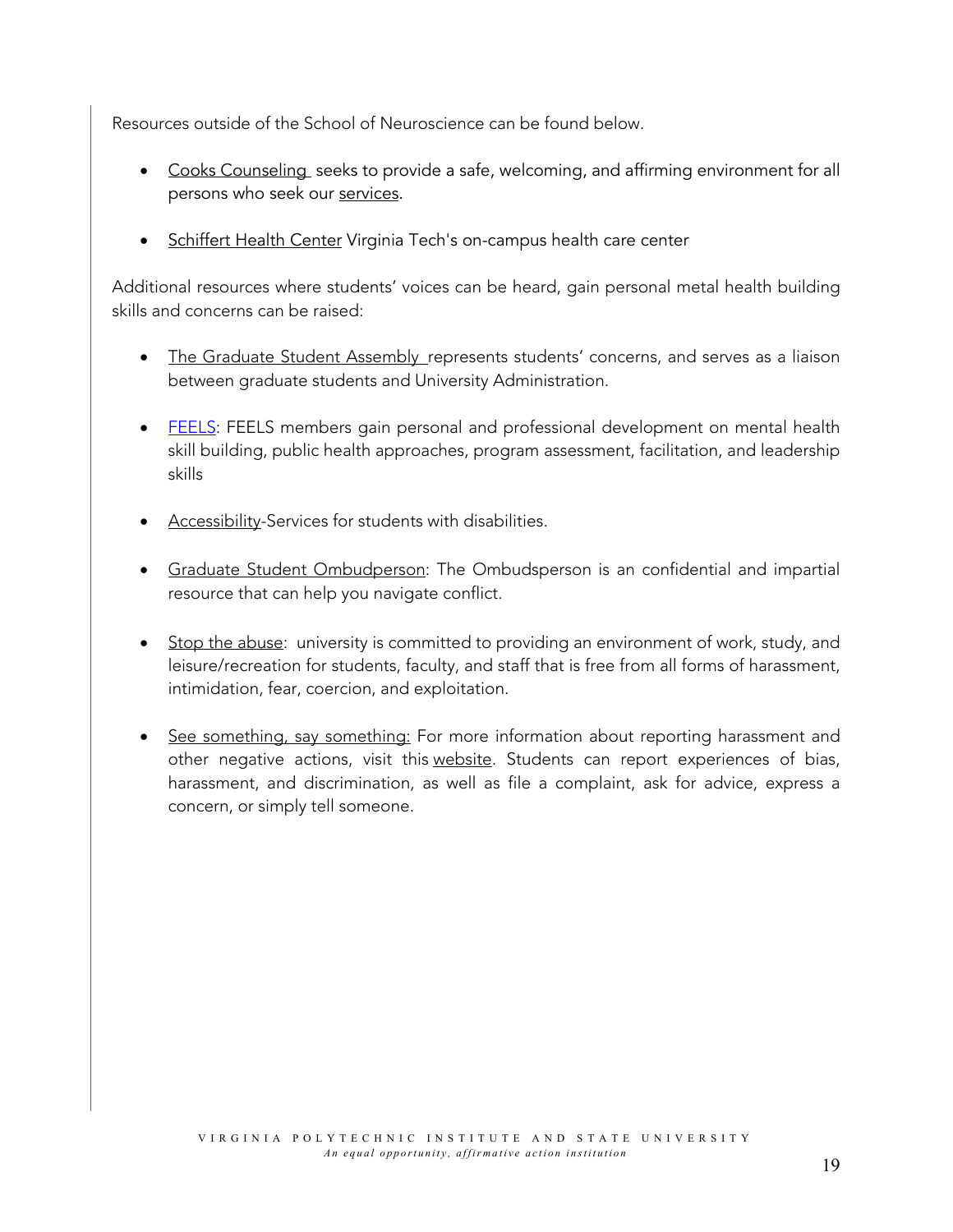Resources outside of the School of Neuroscience can be found below.

- Cooks Counseling seeks to provide a safe, welcoming, and affirming environment for all persons who seek our services.
- Schiffert Health Center Virginia Tech's on-campus health care center

Additional resources where students' voices can be heard, gain personal metal health building skills and concerns can be raised:

- The Graduate Student Assembly represents students' concerns, and serves as a liaison between graduate students and University Administration.
- FEELS: FEELS members gain personal and professional development on mental health skill building, public health approaches, program assessment, facilitation, and leadership skills
- Accessibility-Services for students with disabilities.
- Graduate Student Ombudperson: The Ombudsperson is an confidential and impartial resource that can help you navigate conflict.
- Stop the abuse: university is committed to providing an environment of work, study, and leisure/recreation for students, faculty, and staff that is free from all forms of harassment, intimidation, fear, coercion, and exploitation.
- See something, say something: For more information about reporting harassment and other negative actions, visit this website. Students can report experiences of bias, harassment, and discrimination, as well as file a complaint, ask for advice, express a concern, or simply tell someone.